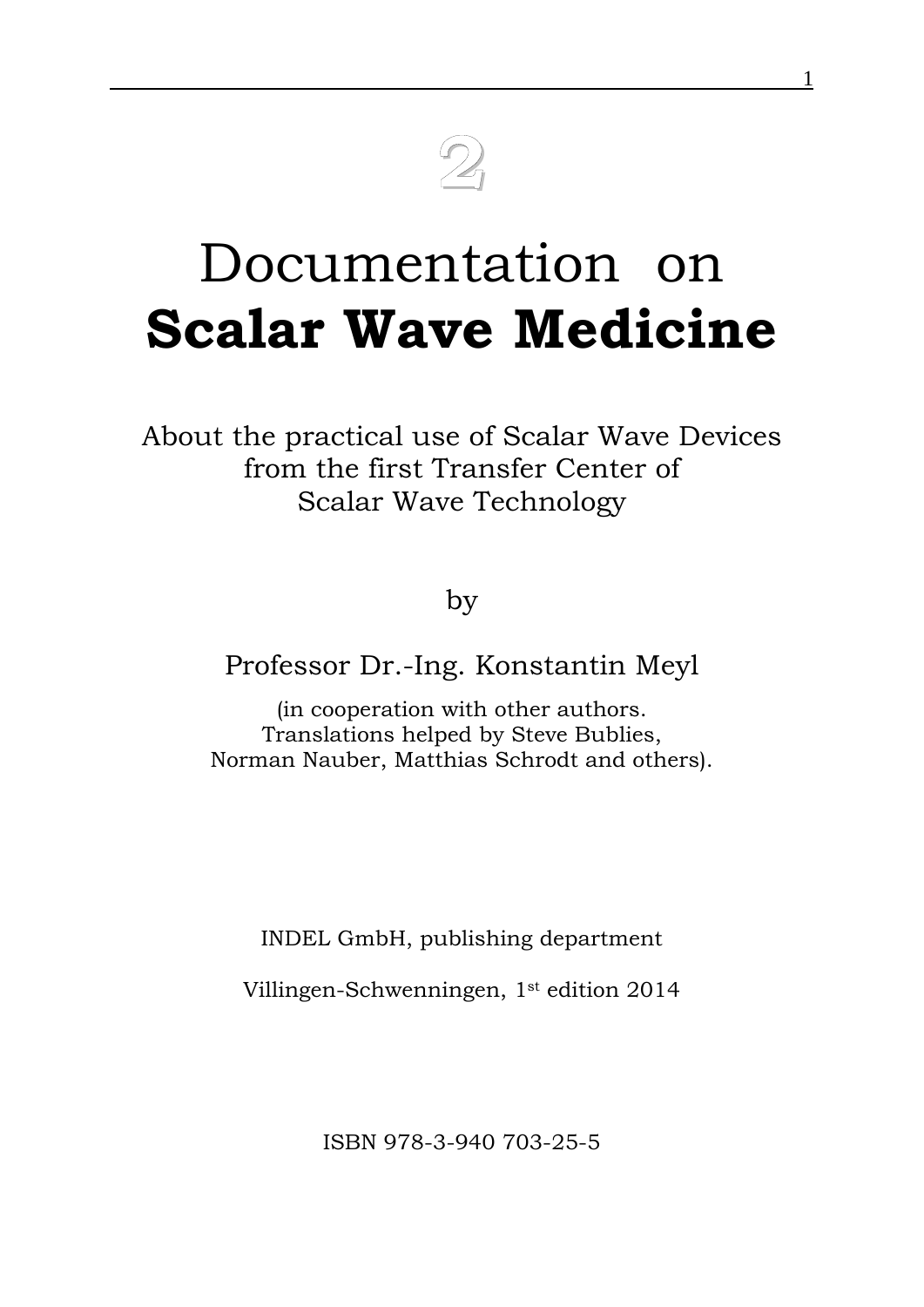2

# Documentation on **Scalar Wave Medicine**

About the practical use of Scalar Wave Devices
from the first Transfer Center of
Scalar Wave Technology

by

Professor Dr.-Ing. Konstantin Meyl

(in cooperation with other authors.
Translations helped by Steve Bublies,
Norman Nauber, Matthias Schrodt and others).

INDEL GmbH, publishing department

Villingen-Schwenningen, 1st edition 2014

ISBN 978-3-940 703-25-5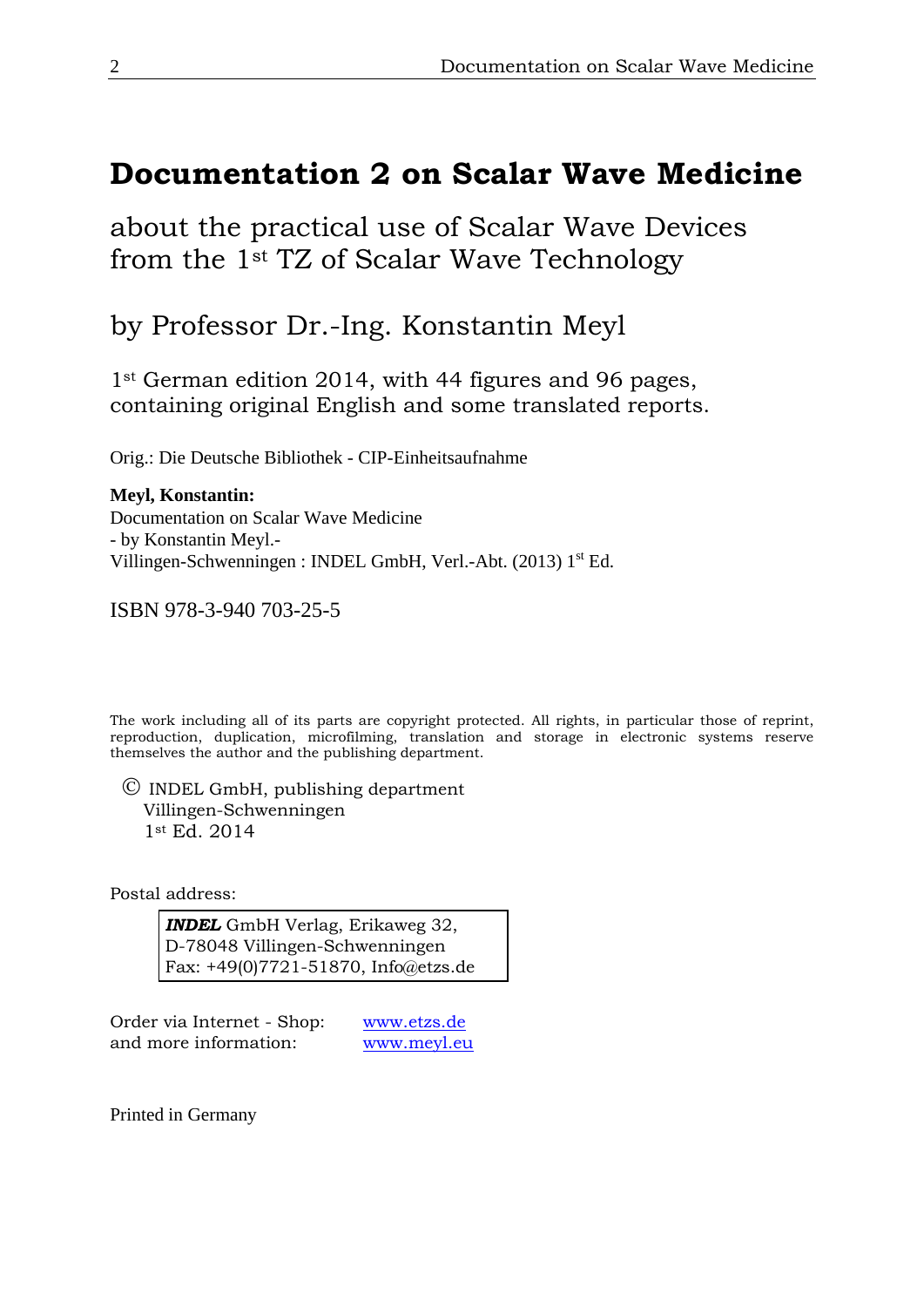# Documentation 2 on Scalar Wave Medicine

about the practical use of Scalar Wave Devices from the 1st TZ of Scalar Wave Technology

by Professor Dr.-Ing. Konstantin Meyl

1st German edition 2014, with 44 figures and 96 pages, containing original English and some translated reports.

Orig.: Die Deutsche Bibliothek - CIP-Einheitsaufnahme

**Meyl, Konstantin:**
Documentation on Scalar Wave Medicine
- by Konstantin Meyl.-
Villingen-Schwenningen : INDEL GmbH, Verl.-Abt. (2013) 1st Ed.

ISBN 978-3-940 703-25-5

The work including all of its parts are copyright protected. All rights, in particular those of reprint, reproduction, duplication, microfilming, translation and storage in electronic systems reserve themselves the author and the publishing department.

© INDEL GmbH, publishing department
Villingen-Schwenningen
1st Ed. 2014

Postal address:

***INDEL*** GmbH Verlag, Erikaweg 32,
D-78048 Villingen-Schwenningen
Fax: +49(0)7721-51870, Info@etzs.de

Order via Internet - Shop: www.etzs.de
and more information: www.meyl.eu

Printed in Germany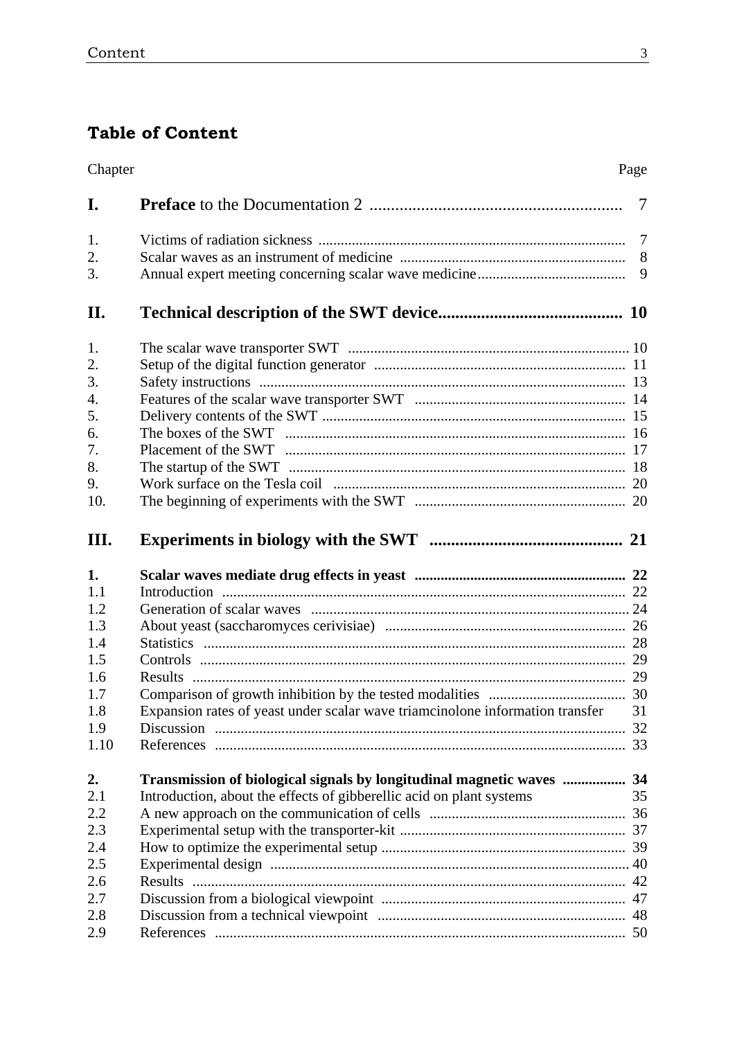## Table of Content

| Chapter | | Page |
|---|---|---|
| **I.** | **Preface** to the Documentation 2 | 7 |
| 1. | Victims of radiation sickness | 7 |
| 2. | Scalar waves as an instrument of medicine | 8 |
| 3. | Annual expert meeting concerning scalar wave medicine | 9 |
| **II.** | **Technical description of the SWT device** | **10** |
| 1. | The scalar wave transporter SWT | 10 |
| 2. | Setup of the digital function generator | 11 |
| 3. | Safety instructions | 13 |
| 4. | Features of the scalar wave transporter SWT | 14 |
| 5. | Delivery contents of the SWT | 15 |
| 6. | The boxes of the SWT | 16 |
| 7. | Placement of the SWT | 17 |
| 8. | The startup of the SWT | 18 |
| 9. | Work surface on the Tesla coil | 20 |
| 10. | The beginning of experiments with the SWT | 20 |
| **III.** | **Experiments in biology with the SWT** | **21** |
| **1.** | **Scalar waves mediate drug effects in yeast** | **22** |
| 1.1 | Introduction | 22 |
| 1.2 | Generation of scalar waves | 24 |
| 1.3 | About yeast (saccharomyces cerivisiae) | 26 |
| 1.4 | Statistics | 28 |
| 1.5 | Controls | 29 |
| 1.6 | Results | 29 |
| 1.7 | Comparison of growth inhibition by the tested modalities | 30 |
| 1.8 | Expansion rates of yeast under scalar wave triamcinolone information transfer | 31 |
| 1.9 | Discussion | 32 |
| 1.10 | References | 33 |
| **2.** | **Transmission of biological signals by longitudinal magnetic waves** | **34** |
| 2.1 | Introduction, about the effects of gibberellic acid on plant systems | 35 |
| 2.2 | A new approach on the communication of cells | 36 |
| 2.3 | Experimental setup with the transporter-kit | 37 |
| 2.4 | How to optimize the experimental setup | 39 |
| 2.5 | Experimental design | 40 |
| 2.6 | Results | 42 |
| 2.7 | Discussion from a biological viewpoint | 47 |
| 2.8 | Discussion from a technical viewpoint | 48 |
| 2.9 | References | 50 |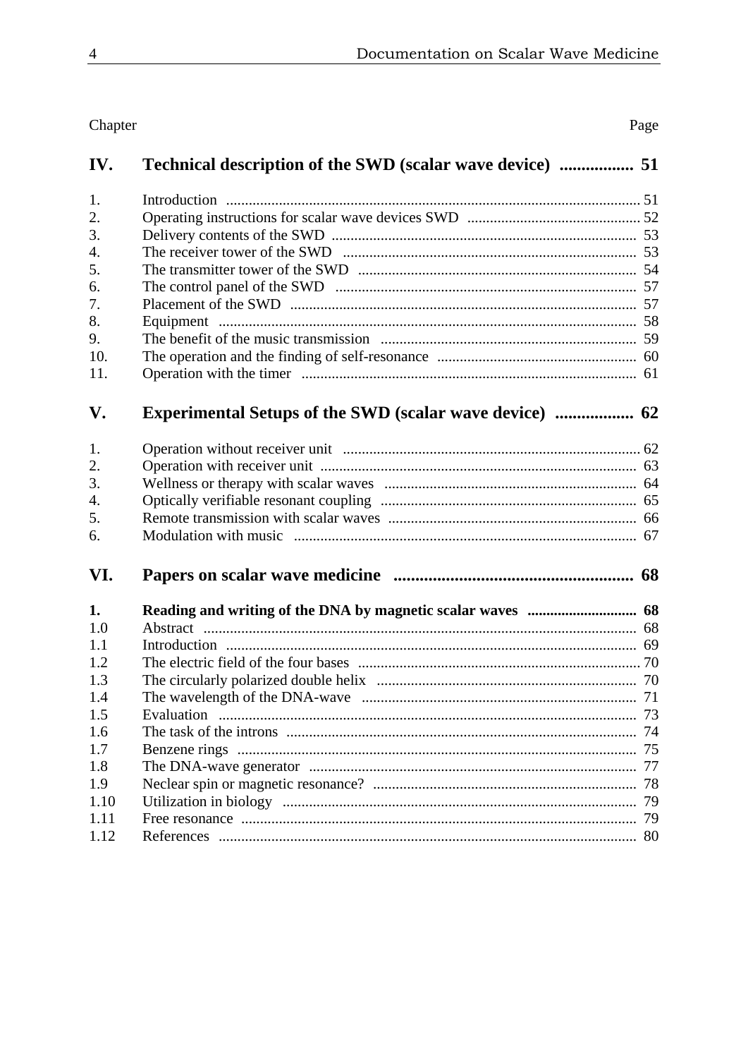| Chapter | | Page |
|---|---|---|
| **IV.** | **Technical description of the SWD (scalar wave device)** | **51** |
| 1. | Introduction | 51 |
| 2. | Operating instructions for scalar wave devices SWD | 52 |
| 3. | Delivery contents of the SWD | 53 |
| 4. | The receiver tower of the SWD | 53 |
| 5. | The transmitter tower of the SWD | 54 |
| 6. | The control panel of the SWD | 57 |
| 7. | Placement of the SWD | 57 |
| 8. | Equipment | 58 |
| 9. | The benefit of the music transmission | 59 |
| 10. | The operation and the finding of self-resonance | 60 |
| 11. | Operation with the timer | 61 |
| **V.** | **Experimental Setups of the SWD (scalar wave device)** | **62** |
| 1. | Operation without receiver unit | 62 |
| 2. | Operation with receiver unit | 63 |
| 3. | Wellness or therapy with scalar waves | 64 |
| 4. | Optically verifiable resonant coupling | 65 |
| 5. | Remote transmission with scalar waves | 66 |
| 6. | Modulation with music | 67 |
| **VI.** | **Papers on scalar wave medicine** | **68** |
| **1.** | **Reading and writing of the DNA by magnetic scalar waves** | **68** |
| 1.0 | Abstract | 68 |
| 1.1 | Introduction | 69 |
| 1.2 | The electric field of the four bases | 70 |
| 1.3 | The circularly polarized double helix | 70 |
| 1.4 | The wavelength of the DNA-wave | 71 |
| 1.5 | Evaluation | 73 |
| 1.6 | The task of the introns | 74 |
| 1.7 | Benzene rings | 75 |
| 1.8 | The DNA-wave generator | 77 |
| 1.9 | Neclear spin or magnetic resonance? | 78 |
| 1.10 | Utilization in biology | 79 |
| 1.11 | Free resonance | 79 |
| 1.12 | References | 80 |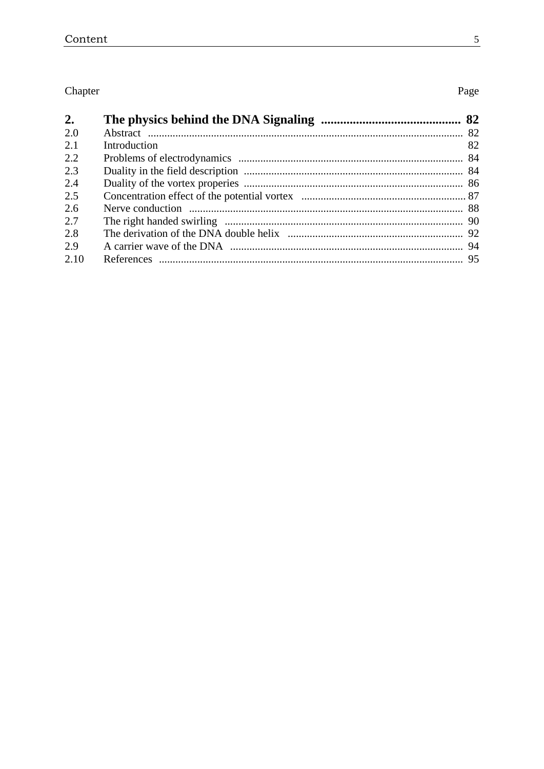| Chapter | | Page |
|---|---|---|
| **2.** | **The physics behind the DNA Signaling** | **82** |
| 2.0 | Abstract | 82 |
| 2.1 | Introduction | 82 |
| 2.2 | Problems of electrodynamics | 84 |
| 2.3 | Duality in the field description | 84 |
| 2.4 | Duality of the vortex properies | 86 |
| 2.5 | Concentration effect of the potential vortex | 87 |
| 2.6 | Nerve conduction | 88 |
| 2.7 | The right handed swirling | 90 |
| 2.8 | The derivation of the DNA double helix | 92 |
| 2.9 | A carrier wave of the DNA | 94 |
| 2.10 | References | 95 |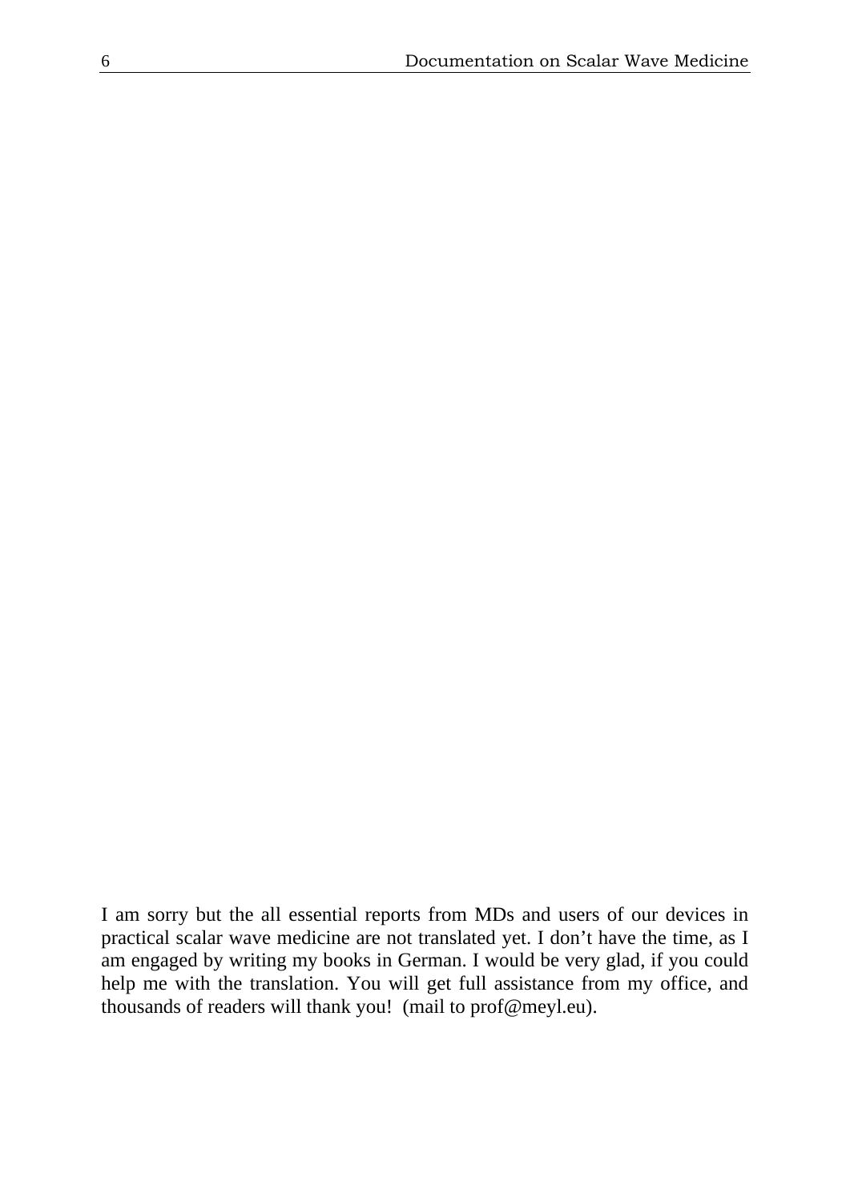I am sorry but the all essential reports from MDs and users of our devices in practical scalar wave medicine are not translated yet. I don't have the time, as I am engaged by writing my books in German. I would be very glad, if you could help me with the translation. You will get full assistance from my office, and thousands of readers will thank you!  (mail to prof@meyl.eu).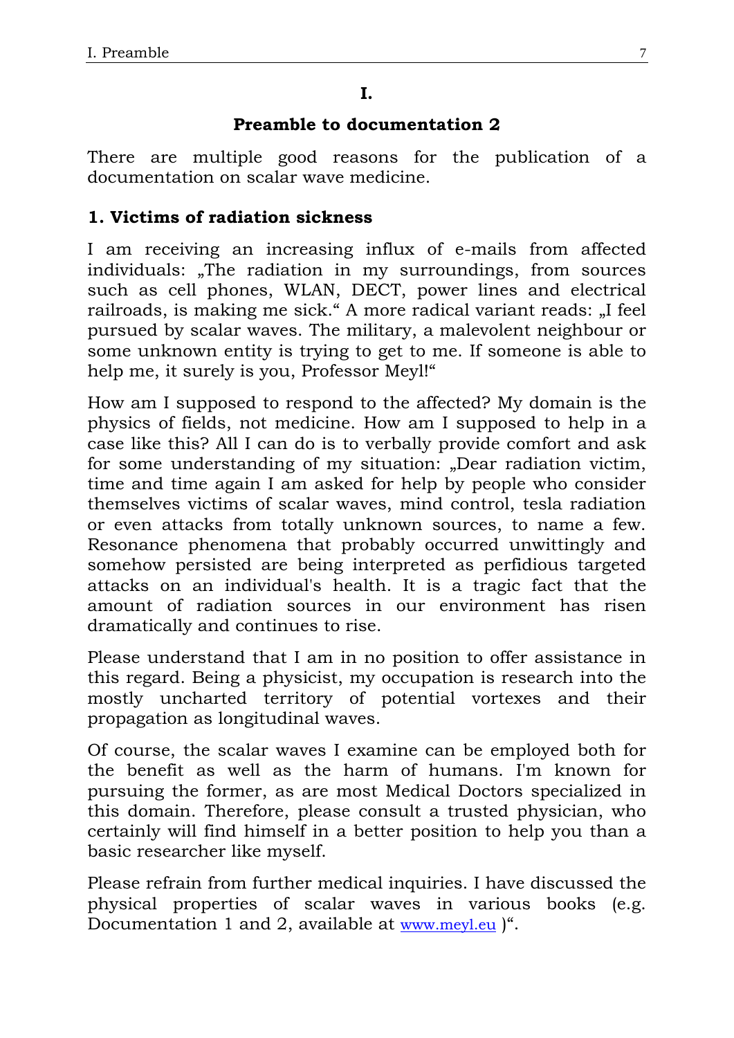# I.

## Preamble to documentation 2

There are multiple good reasons for the publication of a documentation on scalar wave medicine.

### 1. Victims of radiation sickness

I am receiving an increasing influx of e-mails from affected individuals: „The radiation in my surroundings, from sources such as cell phones, WLAN, DECT, power lines and electrical railroads, is making me sick.“ A more radical variant reads: „I feel pursued by scalar waves. The military, a malevolent neighbour or some unknown entity is trying to get to me. If someone is able to help me, it surely is you, Professor Meyl!“

How am I supposed to respond to the affected? My domain is the physics of fields, not medicine. How am I supposed to help in a case like this? All I can do is to verbally provide comfort and ask for some understanding of my situation: „Dear radiation victim, time and time again I am asked for help by people who consider themselves victims of scalar waves, mind control, tesla radiation or even attacks from totally unknown sources, to name a few. Resonance phenomena that probably occurred unwittingly and somehow persisted are being interpreted as perfidious targeted attacks on an individual's health. It is a tragic fact that the amount of radiation sources in our environment has risen dramatically and continues to rise.

Please understand that I am in no position to offer assistance in this regard. Being a physicist, my occupation is research into the mostly uncharted territory of potential vortexes and their propagation as longitudinal waves.

Of course, the scalar waves I examine can be employed both for the benefit as well as the harm of humans. I'm known for pursuing the former, as are most Medical Doctors specialized in this domain. Therefore, please consult a trusted physician, who certainly will find himself in a better position to help you than a basic researcher like myself.

Please refrain from further medical inquiries. I have discussed the physical properties of scalar waves in various books (e.g. Documentation 1 and 2, available at www.meyl.eu )“.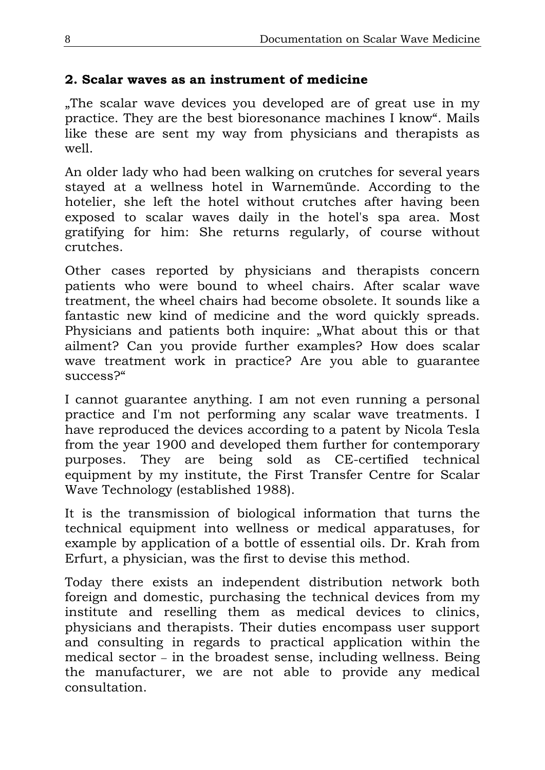## 2. Scalar waves as an instrument of medicine

„The scalar wave devices you developed are of great use in my practice. They are the best bioresonance machines I know". Mails like these are sent my way from physicians and therapists as well.

An older lady who had been walking on crutches for several years stayed at a wellness hotel in Warnemünde. According to the hotelier, she left the hotel without crutches after having been exposed to scalar waves daily in the hotel's spa area. Most gratifying for him: She returns regularly, of course without crutches.

Other cases reported by physicians and therapists concern patients who were bound to wheel chairs. After scalar wave treatment, the wheel chairs had become obsolete. It sounds like a fantastic new kind of medicine and the word quickly spreads. Physicians and patients both inquire: „What about this or that ailment? Can you provide further examples? How does scalar wave treatment work in practice? Are you able to guarantee success?"

I cannot guarantee anything. I am not even running a personal practice and I'm not performing any scalar wave treatments. I have reproduced the devices according to a patent by Nicola Tesla from the year 1900 and developed them further for contemporary purposes. They are being sold as CE-certified technical equipment by my institute, the First Transfer Centre for Scalar Wave Technology (established 1988).

It is the transmission of biological information that turns the technical equipment into wellness or medical apparatuses, for example by application of a bottle of essential oils. Dr. Krah from Erfurt, a physician, was the first to devise this method.

Today there exists an independent distribution network both foreign and domestic, purchasing the technical devices from my institute and reselling them as medical devices to clinics, physicians and therapists. Their duties encompass user support and consulting in regards to practical application within the medical sector – in the broadest sense, including wellness. Being the manufacturer, we are not able to provide any medical consultation.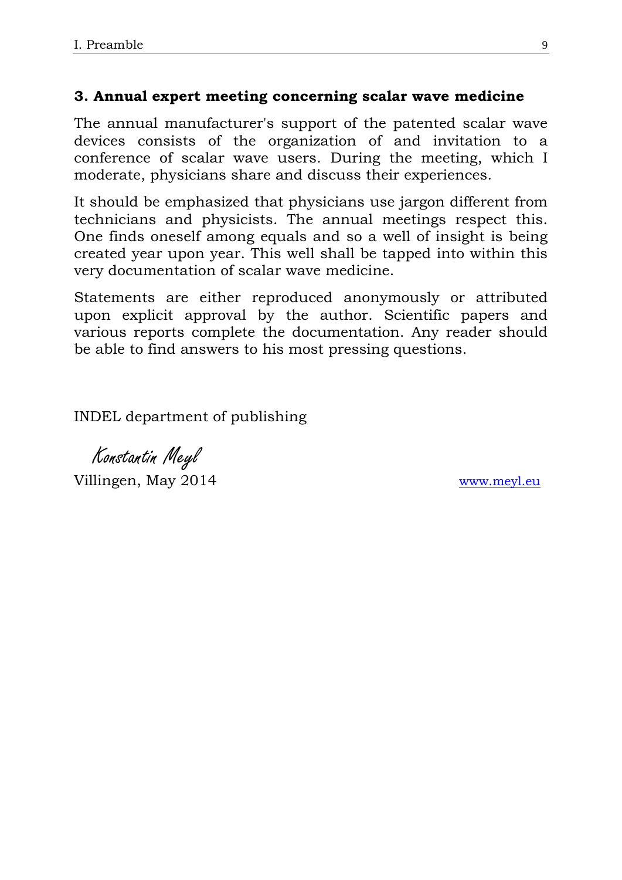### 3. Annual expert meeting concerning scalar wave medicine

The annual manufacturer's support of the patented scalar wave devices consists of the organization of and invitation to a conference of scalar wave users. During the meeting, which I moderate, physicians share and discuss their experiences.

It should be emphasized that physicians use jargon different from technicians and physicists. The annual meetings respect this. One finds oneself among equals and so a well of insight is being created year upon year. This well shall be tapped into within this very documentation of scalar wave medicine.

Statements are either reproduced anonymously or attributed upon explicit approval by the author. Scientific papers and various reports complete the documentation. Any reader should be able to find answers to his most pressing questions.

INDEL department of publishing

Konstantin Meyl

Villingen, May 2014

www.meyl.eu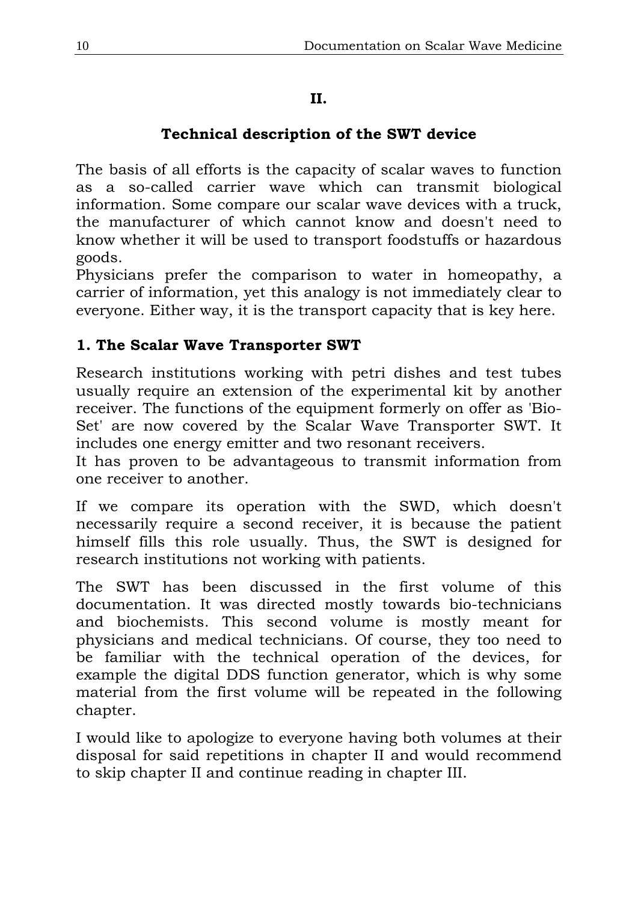# II.

# Technical description of the SWT device

The basis of all efforts is the capacity of scalar waves to function as a so-called carrier wave which can transmit biological information. Some compare our scalar wave devices with a truck, the manufacturer of which cannot know and doesn't need to know whether it will be used to transport foodstuffs or hazardous goods.

Physicians prefer the comparison to water in homeopathy, a carrier of information, yet this analogy is not immediately clear to everyone. Either way, it is the transport capacity that is key here.

## 1. The Scalar Wave Transporter SWT

Research institutions working with petri dishes and test tubes usually require an extension of the experimental kit by another receiver. The functions of the equipment formerly on offer as 'Bio-Set' are now covered by the Scalar Wave Transporter SWT. It includes one energy emitter and two resonant receivers.

It has proven to be advantageous to transmit information from one receiver to another.

If we compare its operation with the SWD, which doesn't necessarily require a second receiver, it is because the patient himself fills this role usually. Thus, the SWT is designed for research institutions not working with patients.

The SWT has been discussed in the first volume of this documentation. It was directed mostly towards bio-technicians and biochemists. This second volume is mostly meant for physicians and medical technicians. Of course, they too need to be familiar with the technical operation of the devices, for example the digital DDS function generator, which is why some material from the first volume will be repeated in the following chapter.

I would like to apologize to everyone having both volumes at their disposal for said repetitions in chapter II and would recommend to skip chapter II and continue reading in chapter III.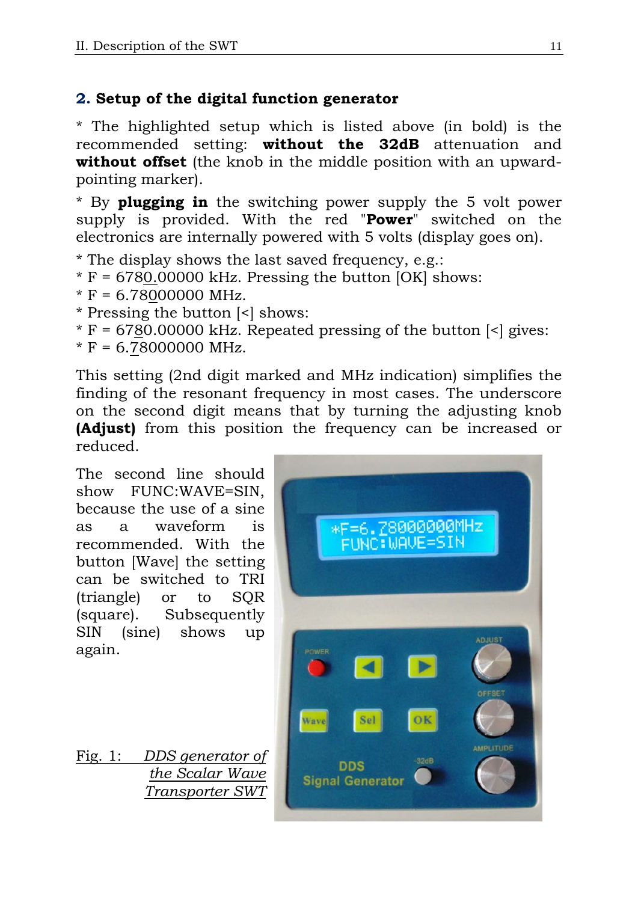## 2. Setup of the digital function generator

* The highlighted setup which is listed above (in bold) is the recommended setting: **without the 32dB** attenuation and **without offset** (the knob in the middle position with an upward-pointing marker).

* By **plugging in** the switching power supply the 5 volt power supply is provided. With the red "**Power**" switched on the electronics are internally powered with 5 volts (display goes on).

* The display shows the last saved frequency, e.g.:
* F = 6780.00000 kHz. Pressing the button [OK] shows:
* F = 6.78000000 MHz.
* Pressing the button [<] shows:
* F = 6780.00000 kHz. Repeated pressing of the button [<] gives:
* F = 6.78000000 MHz.

This setting (2nd digit marked and MHz indication) simplifies the finding of the resonant frequency in most cases. The underscore on the second digit means that by turning the adjusting knob **(Adjust)** from this position the frequency can be increased or reduced.

The second line should show FUNC:WAVE=SIN, because the use of a sine as a waveform is recommended. With the button [Wave] the setting can be switched to TRI (triangle) or to SQR (square). Subsequently SIN (sine) shows up again.

Fig. 1: *DDS generator of the Scalar Wave Transporter SWT*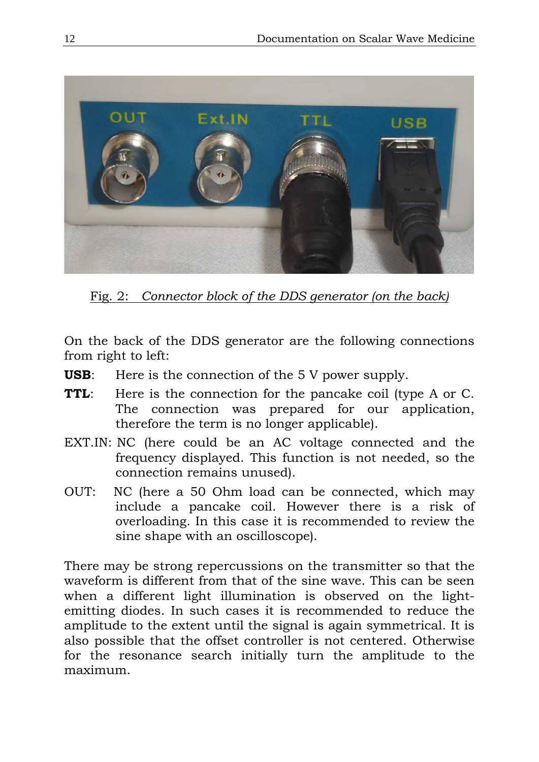Fig. 2: *Connector block of the DDS generator (on the back)*

On the back of the DDS generator are the following connections from right to left:

**USB**: Here is the connection of the 5 V power supply.

**TTL**: Here is the connection for the pancake coil (type A or C. The connection was prepared for our application, therefore the term is no longer applicable).

EXT.IN: NC (here could be an AC voltage connected and the frequency displayed. This function is not needed, so the connection remains unused).

OUT: NC (here a 50 Ohm load can be connected, which may include a pancake coil. However there is a risk of overloading. In this case it is recommended to review the sine shape with an oscilloscope).

There may be strong repercussions on the transmitter so that the waveform is different from that of the sine wave. This can be seen when a different light illumination is observed on the light-emitting diodes. In such cases it is recommended to reduce the amplitude to the extent until the signal is again symmetrical. It is also possible that the offset controller is not centered. Otherwise for the resonance search initially turn the amplitude to the maximum.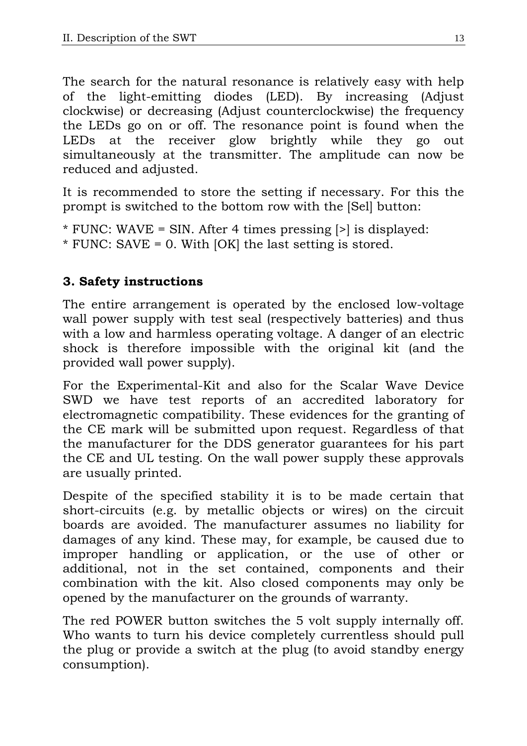The search for the natural resonance is relatively easy with help of the light-emitting diodes (LED). By increasing (Adjust clockwise) or decreasing (Adjust counterclockwise) the frequency the LEDs go on or off. The resonance point is found when the LEDs at the receiver glow brightly while they go out simultaneously at the transmitter. The amplitude can now be reduced and adjusted.

It is recommended to store the setting if necessary. For this the prompt is switched to the bottom row with the [Sel] button:

* FUNC: WAVE = SIN. After 4 times pressing [>] is displayed:
* FUNC: SAVE = 0. With [OK] the last setting is stored.

### 3. Safety instructions

The entire arrangement is operated by the enclosed low-voltage wall power supply with test seal (respectively batteries) and thus with a low and harmless operating voltage. A danger of an electric shock is therefore impossible with the original kit (and the provided wall power supply).

For the Experimental-Kit and also for the Scalar Wave Device SWD we have test reports of an accredited laboratory for electromagnetic compatibility. These evidences for the granting of the CE mark will be submitted upon request. Regardless of that the manufacturer for the DDS generator guarantees for his part the CE and UL testing. On the wall power supply these approvals are usually printed.

Despite of the specified stability it is to be made certain that short-circuits (e.g. by metallic objects or wires) on the circuit boards are avoided. The manufacturer assumes no liability for damages of any kind. These may, for example, be caused due to improper handling or application, or the use of other or additional, not in the set contained, components and their combination with the kit. Also closed components may only be opened by the manufacturer on the grounds of warranty.

The red POWER button switches the 5 volt supply internally off. Who wants to turn his device completely currentless should pull the plug or provide a switch at the plug (to avoid standby energy consumption).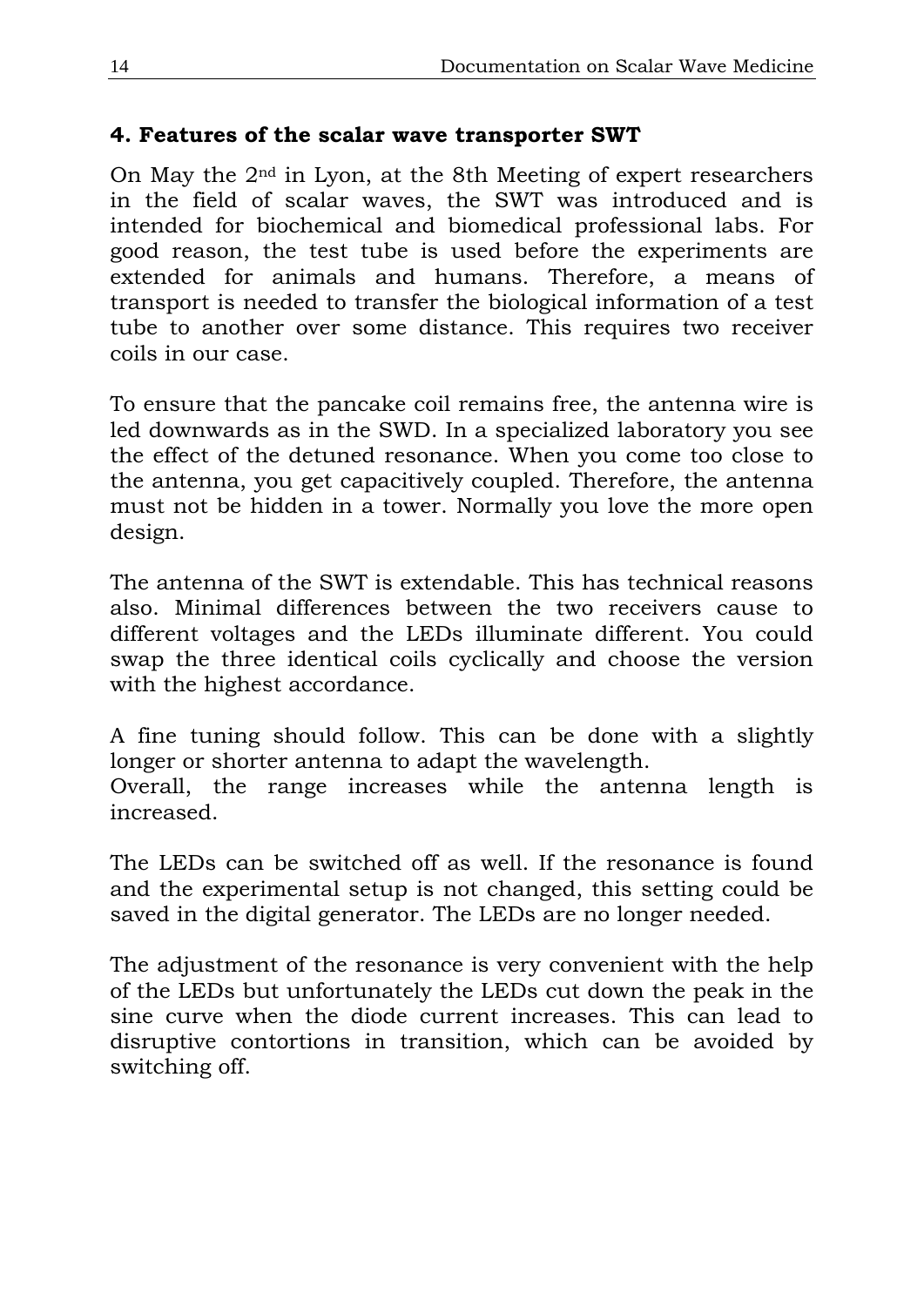## 4. Features of the scalar wave transporter SWT

On May the 2nd in Lyon, at the 8th Meeting of expert researchers in the field of scalar waves, the SWT was introduced and is intended for biochemical and biomedical professional labs. For good reason, the test tube is used before the experiments are extended for animals and humans. Therefore, a means of transport is needed to transfer the biological information of a test tube to another over some distance. This requires two receiver coils in our case.

To ensure that the pancake coil remains free, the antenna wire is led downwards as in the SWD. In a specialized laboratory you see the effect of the detuned resonance. When you come too close to the antenna, you get capacitively coupled. Therefore, the antenna must not be hidden in a tower. Normally you love the more open design.

The antenna of the SWT is extendable. This has technical reasons also. Minimal differences between the two receivers cause to different voltages and the LEDs illuminate different. You could swap the three identical coils cyclically and choose the version with the highest accordance.

A fine tuning should follow. This can be done with a slightly longer or shorter antenna to adapt the wavelength.
Overall, the range increases while the antenna length is increased.

The LEDs can be switched off as well. If the resonance is found and the experimental setup is not changed, this setting could be saved in the digital generator. The LEDs are no longer needed.

The adjustment of the resonance is very convenient with the help of the LEDs but unfortunately the LEDs cut down the peak in the sine curve when the diode current increases. This can lead to disruptive contortions in transition, which can be avoided by switching off.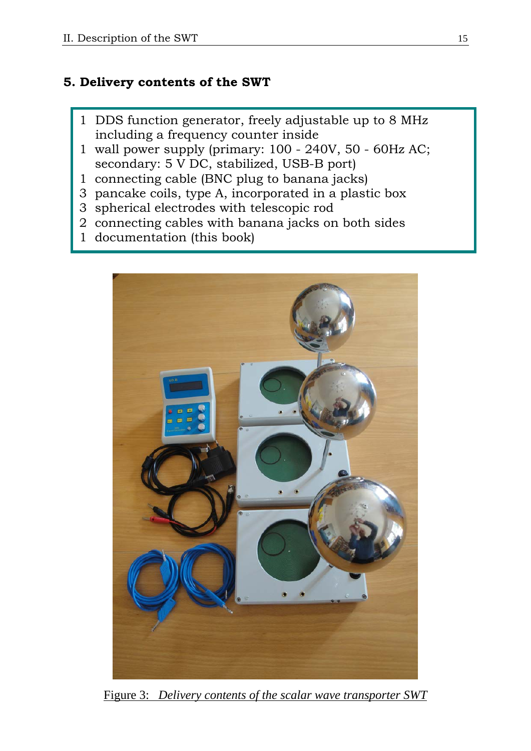## 5. Delivery contents of the SWT

- 1 DDS function generator, freely adjustable up to 8 MHz including a frequency counter inside
- 1 wall power supply (primary: 100 - 240V, 50 - 60Hz AC; secondary: 5 V DC, stabilized, USB-B port)
- 1 connecting cable (BNC plug to banana jacks)
- 3 pancake coils, type A, incorporated in a plastic box
- 3 spherical electrodes with telescopic rod
- 2 connecting cables with banana jacks on both sides
- 1 documentation (this book)

Figure 3: *Delivery contents of the scalar wave transporter SWT*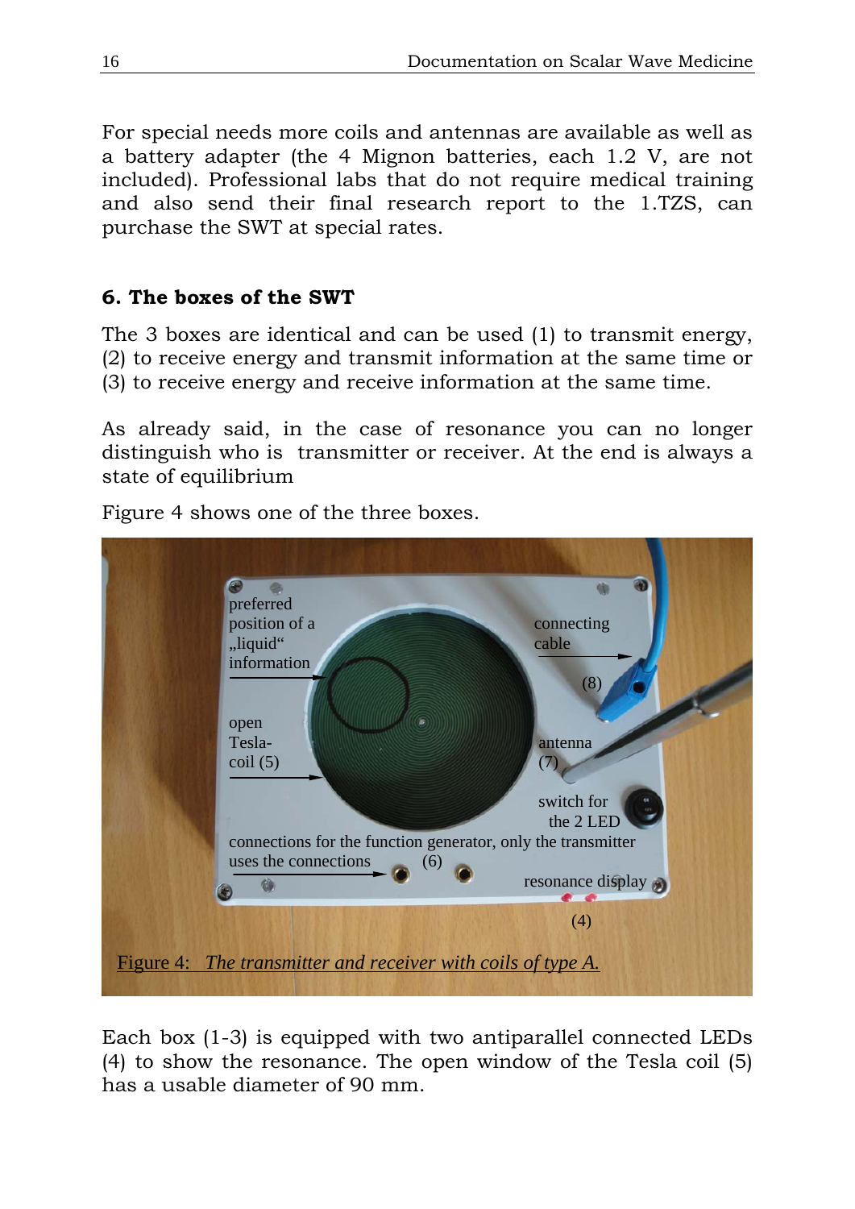For special needs more coils and antennas are available as well as a battery adapter (the 4 Mignon batteries, each 1.2 V, are not included). Professional labs that do not require medical training and also send their final research report to the 1.TZS, can purchase the SWT at special rates.

## 6. The boxes of the SWT

The 3 boxes are identical and can be used (1) to transmit energy, (2) to receive energy and transmit information at the same time or (3) to receive energy and receive information at the same time.

As already said, in the case of resonance you can no longer distinguish who is transmitter or receiver. At the end is always a state of equilibrium

Figure 4 shows one of the three boxes.

preferred position of a „liquid“ information

connecting cable

(8)

open Tesla-coil (5)

antenna (7)

switch for the 2 LED

connections for the function generator, only the transmitter uses the connections (6)

resonance display

(4)

Figure 4: *The transmitter and receiver with coils of type A.*

Each box (1-3) is equipped with two antiparallel connected LEDs (4) to show the resonance. The open window of the Tesla coil (5) has a usable diameter of 90 mm.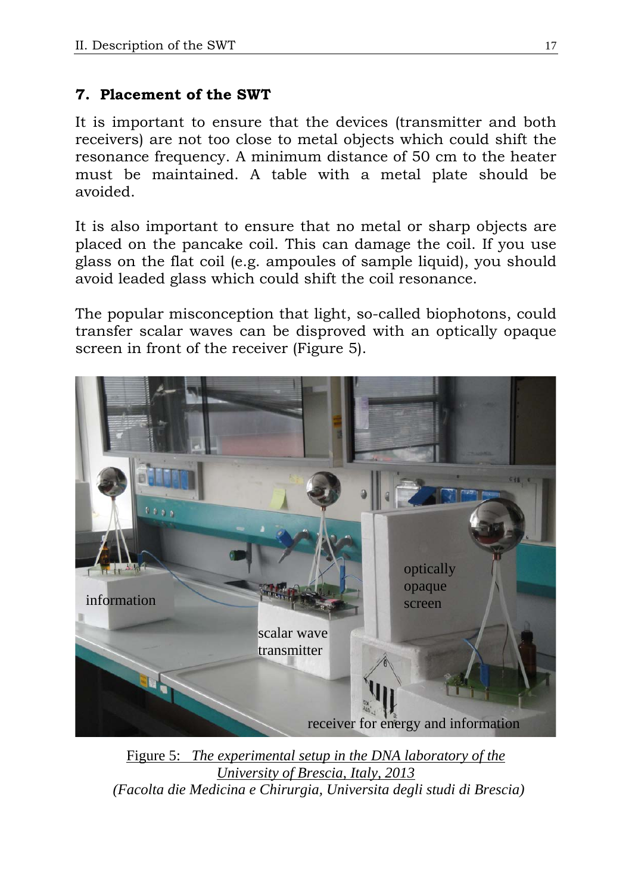## 7. Placement of the SWT

It is important to ensure that the devices (transmitter and both receivers) are not too close to metal objects which could shift the resonance frequency. A minimum distance of 50 cm to the heater must be maintained. A table with a metal plate should be avoided.

It is also important to ensure that no metal or sharp objects are placed on the pancake coil. This can damage the coil. If you use glass on the flat coil (e.g. ampoules of sample liquid), you should avoid leaded glass which could shift the coil resonance.

The popular misconception that light, so-called biophotons, could transfer scalar waves can be disproved with an optically opaque screen in front of the receiver (Figure 5).

Figure 5: *The experimental setup in the DNA laboratory of the University of Brescia, Italy, 2013*
*(Facolta die Medicina e Chirurgia, Universita degli studi di Brescia)*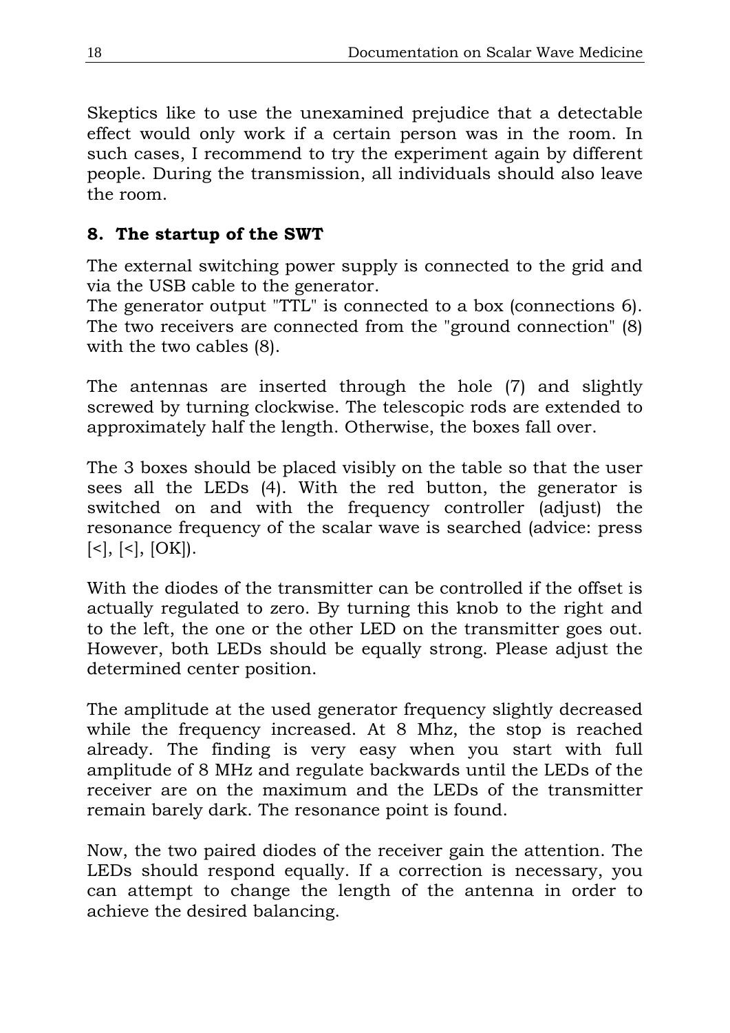Skeptics like to use the unexamined prejudice that a detectable effect would only work if a certain person was in the room. In such cases, I recommend to try the experiment again by different people. During the transmission, all individuals should also leave the room.

## 8. The startup of the SWT

The external switching power supply is connected to the grid and via the USB cable to the generator.
The generator output "TTL" is connected to a box (connections 6). The two receivers are connected from the "ground connection" (8) with the two cables (8).

The antennas are inserted through the hole (7) and slightly screwed by turning clockwise. The telescopic rods are extended to approximately half the length. Otherwise, the boxes fall over.

The 3 boxes should be placed visibly on the table so that the user sees all the LEDs (4). With the red button, the generator is switched on and with the frequency controller (adjust) the resonance frequency of the scalar wave is searched (advice: press [<], [<], [OK]).

With the diodes of the transmitter can be controlled if the offset is actually regulated to zero. By turning this knob to the right and to the left, the one or the other LED on the transmitter goes out. However, both LEDs should be equally strong. Please adjust the determined center position.

The amplitude at the used generator frequency slightly decreased while the frequency increased. At 8 Mhz, the stop is reached already. The finding is very easy when you start with full amplitude of 8 MHz and regulate backwards until the LEDs of the receiver are on the maximum and the LEDs of the transmitter remain barely dark. The resonance point is found.

Now, the two paired diodes of the receiver gain the attention. The LEDs should respond equally. If a correction is necessary, you can attempt to change the length of the antenna in order to achieve the desired balancing.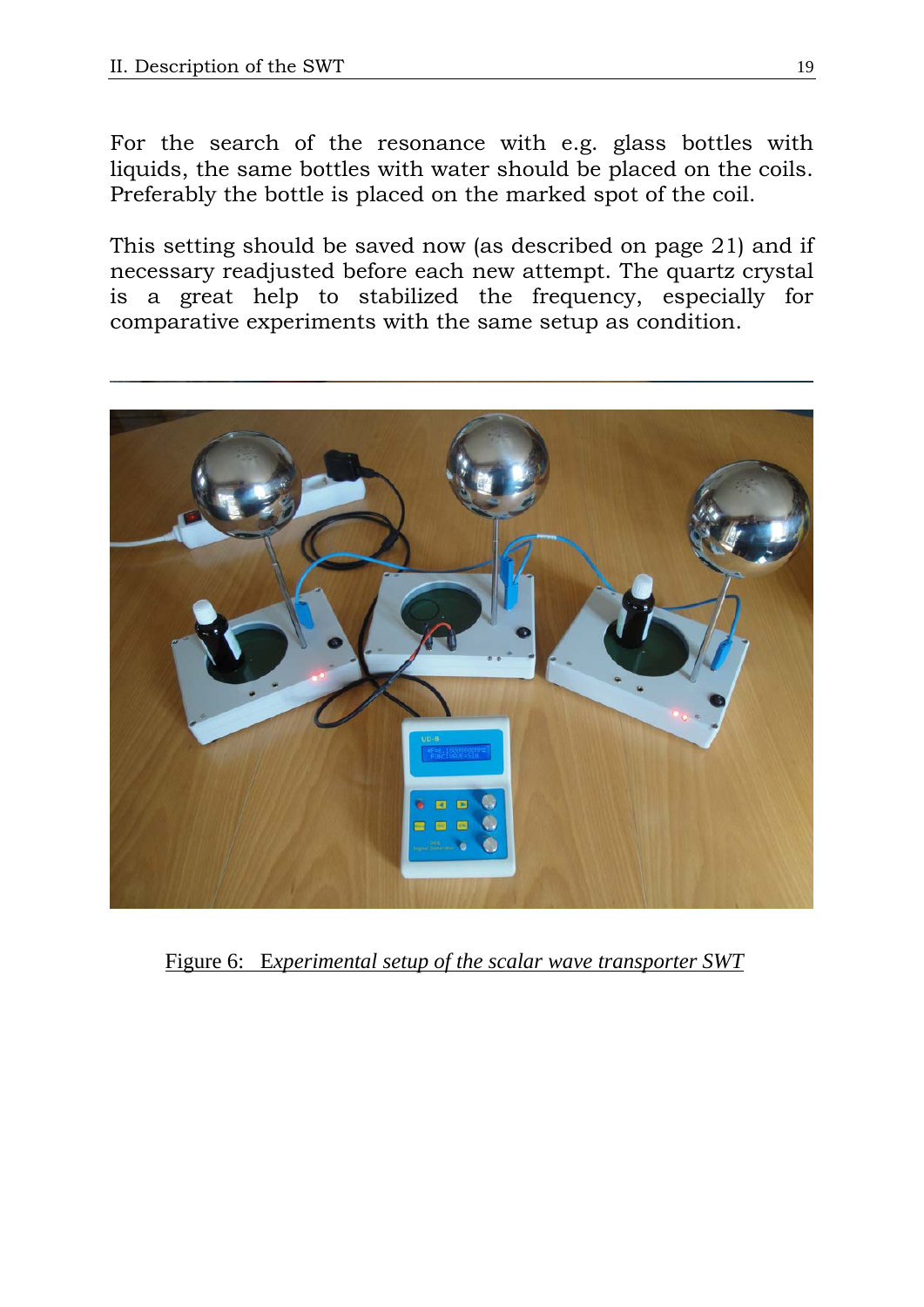For the search of the resonance with e.g. glass bottles with liquids, the same bottles with water should be placed on the coils. Preferably the bottle is placed on the marked spot of the coil.

This setting should be saved now (as described on page 21) and if necessary readjusted before each new attempt. The quartz crystal is a great help to stabilized the frequency, especially for comparative experiments with the same setup as condition.

---

Figure 6: *Experimental setup of the scalar wave transporter SWT*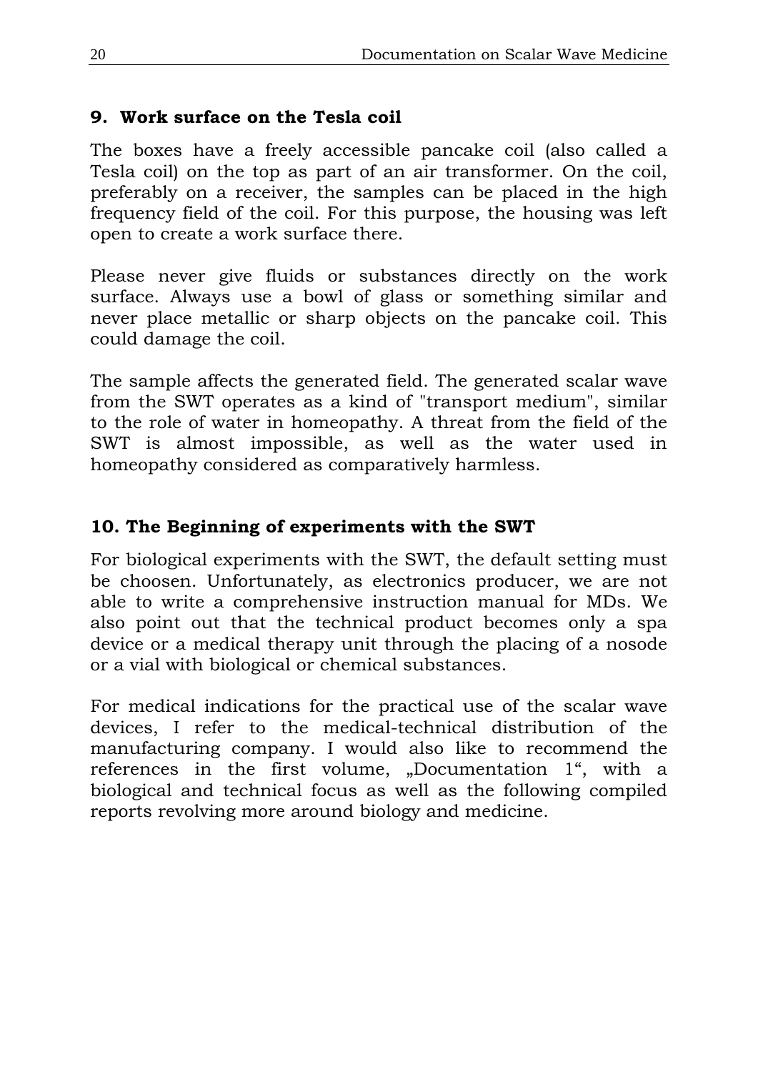## 9. Work surface on the Tesla coil

The boxes have a freely accessible pancake coil (also called a Tesla coil) on the top as part of an air transformer. On the coil, preferably on a receiver, the samples can be placed in the high frequency field of the coil. For this purpose, the housing was left open to create a work surface there.

Please never give fluids or substances directly on the work surface. Always use a bowl of glass or something similar and never place metallic or sharp objects on the pancake coil. This could damage the coil.

The sample affects the generated field. The generated scalar wave from the SWT operates as a kind of "transport medium", similar to the role of water in homeopathy. A threat from the field of the SWT is almost impossible, as well as the water used in homeopathy considered as comparatively harmless.

## 10. The Beginning of experiments with the SWT

For biological experiments with the SWT, the default setting must be choosen. Unfortunately, as electronics producer, we are not able to write a comprehensive instruction manual for MDs. We also point out that the technical product becomes only a spa device or a medical therapy unit through the placing of a nosode or a vial with biological or chemical substances.

For medical indications for the practical use of the scalar wave devices, I refer to the medical-technical distribution of the manufacturing company. I would also like to recommend the references in the first volume, „Documentation 1", with a biological and technical focus as well as the following compiled reports revolving more around biology and medicine.